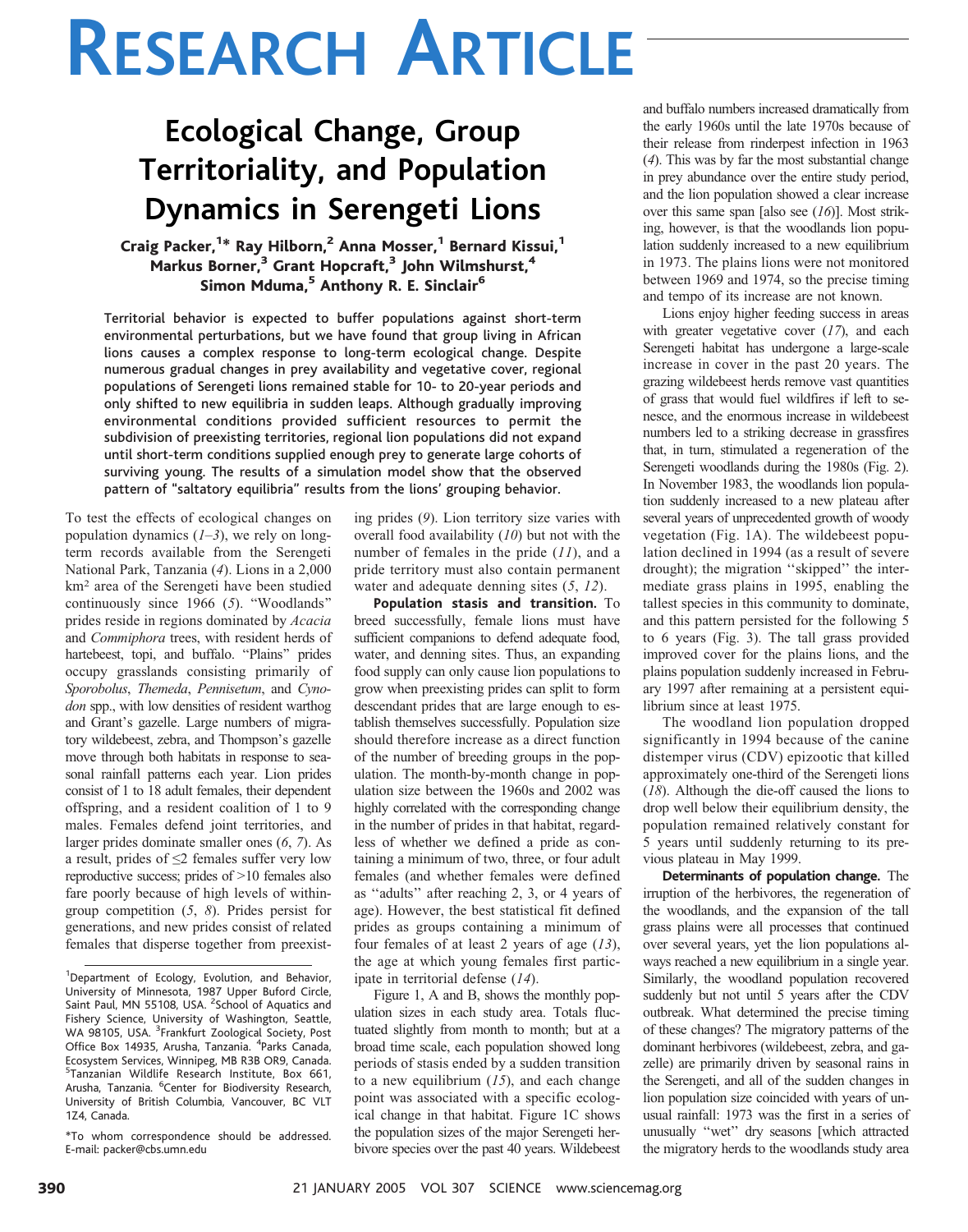# RESEARCH ARTICLE

## Ecological Change, Group Territoriality, and Population Dynamics in Serengeti Lions

Craig Packer,[1*] Ray Hilborn,[2] Anna Mosser,[1] Bernard Kissui,[1] Markus Borner,[3] Grant Hopcraft,[3] John Wilmshurst,[4] Simon Mduma,[5] Anthony R. E. Sinclair[6]

**Territorial behavior is expected to buffer populations against short-term environmental perturbations, but we have found that group living in African lions causes a complex response to long-term ecological change. Despite numerous gradual changes in prey availability and vegetative cover, regional populations of Serengeti lions remained stable for 10- to 20-year periods and only shifted to new equilibria in sudden leaps. Although gradually improving environmental conditions provided sufficient resources to permit the subdivision of preexisting territories, regional lion populations did not expand until short-term conditions supplied enough prey to generate large cohorts of surviving young. The results of a simulation model show that the observed pattern of "saltatory equilibria" results from the lions' grouping behavior.**

To test the effects of ecological changes on population dynamics (*1–3*), we rely on long-term records available from the Serengeti National Park, Tanzania (*4*). Lions in a 2,000 km$^2$ area of the Serengeti have been studied continuously since 1966 (*5*). "Woodlands" prides reside in regions dominated by *Acacia* and *Commiphora* trees, with resident herds of hartebeest, topi, and buffalo. "Plains" prides occupy grasslands consisting primarily of *Sporobolus*, *Themeda*, *Pennisetum*, and *Cynodon* spp., with low densities of resident warthog and Grant's gazelle. Large numbers of migratory wildebeest, zebra, and Thompson's gazelle move through both habitats in response to seasonal rainfall patterns each year. Lion prides consist of 1 to 18 adult females, their dependent offspring, and a resident coalition of 1 to 9 males. Females defend joint territories, and larger prides dominate smaller ones (*6*, *7*). As a result, prides of ≤2 females suffer very low reproductive success; prides of >10 females also fare poorly because of high levels of within-group competition (*5*, *8*). Prides persist for generations, and new prides consist of related females that disperse together from preexisting prides (*9*). Lion territory size varies with overall food availability (*10*) but not with the number of females in the pride (*11*), and a pride territory must also contain permanent water and adequate denning sites (*5*, *12*).

**Population stasis and transition.** To breed successfully, female lions must have sufficient companions to defend adequate food, water, and denning sites. Thus, an expanding food supply can only cause lion populations to grow when preexisting prides can split to form descendant prides that are large enough to establish themselves successfully. Population size should therefore increase as a direct function of the number of breeding groups in the population. The month-by-month change in population size between the 1960s and 2002 was highly correlated with the corresponding change in the number of prides in that habitat, regardless of whether we defined a pride as containing a minimum of two, three, or four adult females (and whether females were defined as "adults" after reaching 2, 3, or 4 years of age). However, the best statistical fit defined prides as groups containing a minimum of four females of at least 2 years of age (*13*), the age at which young females first participate in territorial defense (*14*).

Figure 1, A and B, shows the monthly population sizes in each study area. Totals fluctuated slightly from month to month; but at a broad time scale, each population showed long periods of stasis ended by a sudden transition to a new equilibrium (*15*), and each change point was associated with a specific ecological change in that habitat. Figure 1C shows the population sizes of the major Serengeti herbivore species over the past 40 years. Wildebeest and buffalo numbers increased dramatically from the early 1960s until the late 1970s because of their release from rinderpest infection in 1963 (*4*). This was by far the most substantial change in prey abundance over the entire study period, and the lion population showed a clear increase over this same span [also see (*16*)]. Most striking, however, is that the woodlands lion population suddenly increased to a new equilibrium in 1973. The plains lions were not monitored between 1969 and 1974, so the precise timing and tempo of its increase are not known.

Lions enjoy higher feeding success in areas with greater vegetative cover (*17*), and each Serengeti habitat has undergone a large-scale increase in cover in the past 20 years. The grazing wildebeest herds remove vast quantities of grass that would fuel wildfires if left to senesce, and the enormous increase in wildebeest numbers led to a striking decrease in grassfires that, in turn, stimulated a regeneration of the Serengeti woodlands during the 1980s (Fig. 2). In November 1983, the woodlands lion population suddenly increased to a new plateau after several years of unprecedented growth of woody vegetation (Fig. 1A). The wildebeest population declined in 1994 (as a result of severe drought); the migration "skipped" the intermediate grass plains in 1995, enabling the tallest species in this community to dominate, and this pattern persisted for the following 5 to 6 years (Fig. 3). The tall grass provided improved cover for the plains lions, and the plains population suddenly increased in February 1997 after remaining at a persistent equilibrium since at least 1975.

The woodland lion population dropped significantly in 1994 because of the canine distemper virus (CDV) epizootic that killed approximately one-third of the Serengeti lions (*18*). Although the die-off caused the lions to drop well below their equilibrium density, the population remained relatively constant for 5 years until suddenly returning to its previous plateau in May 1999.

**Determinants of population change.** The irruption of the herbivores, the regeneration of the woodlands, and the expansion of the tall grass plains were all processes that continued over several years, yet the lion populations always reached a new equilibrium in a single year. Similarly, the woodland population recovered suddenly but not until 5 years after the CDV outbreak. What determined the precise timing of these changes? The migratory patterns of the dominant herbivores (wildebeest, zebra, and gazelle) are primarily driven by seasonal rains in the Serengeti, and all of the sudden changes in lion population size coincided with years of unusual rainfall: 1973 was the first in a series of unusually "wet" dry seasons [which attracted the migratory herds to the woodlands study area

---

[1]Department of Ecology, Evolution, and Behavior, University of Minnesota, 1987 Upper Buford Circle, Saint Paul, MN 55108, USA. [2]School of Aquatics and Fishery Science, University of Washington, Seattle, WA 98105, USA. [3]Frankfurt Zoological Society, Post Office Box 14935, Arusha, Tanzania. [4]Parks Canada, Ecosystem Services, Winnipeg, MB R3B OR9, Canada. [5]Tanzanian Wildlife Research Institute, Box 661, Arusha, Tanzania. [6]Center for Biodiversity Research, University of British Columbia, Vancouver, BC VLT 1Z4, Canada.

*To whom correspondence should be addressed. E-mail: packer@cbs.umn.edu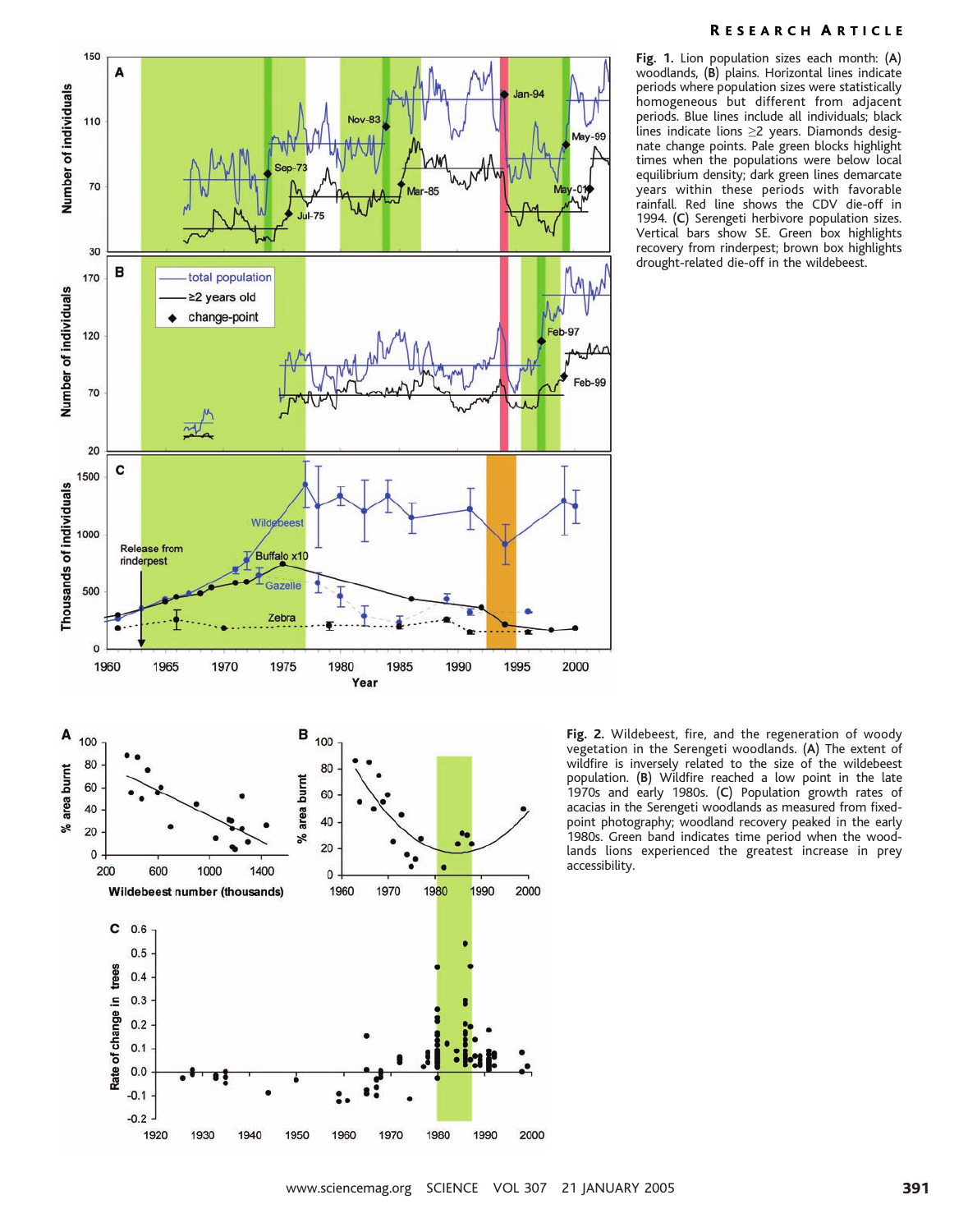**Fig. 1.** Lion population sizes each month: (**A**) woodlands, (**B**) plains. Horizontal lines indicate periods where population sizes were statistically homogeneous but different from adjacent periods. Blue lines include all individuals; black lines indicate lions ≥2 years. Diamonds designate change points. Pale green blocks highlight times when the populations were below local equilibrium density; dark green lines demarcate years within these periods with favorable rainfall. Red line shows the CDV die-off in 1994. (**C**) Serengeti herbivore population sizes. Vertical bars show SE. Green box highlights recovery from rinderpest; brown box highlights drought-related die-off in the wildebeest.

**Fig. 2.** Wildebeest, fire, and the regeneration of woody vegetation in the Serengeti woodlands. (**A**) The extent of wildfire is inversely related to the size of the wildebeest population. (**B**) Wildfire reached a low point in the late 1970s and early 1980s. (**C**) Population growth rates of acacias in the Serengeti woodlands as measured from fixed-point photography; woodland recovery peaked in the early 1980s. Green band indicates time period when the woodlands lions experienced the greatest increase in prey accessibility.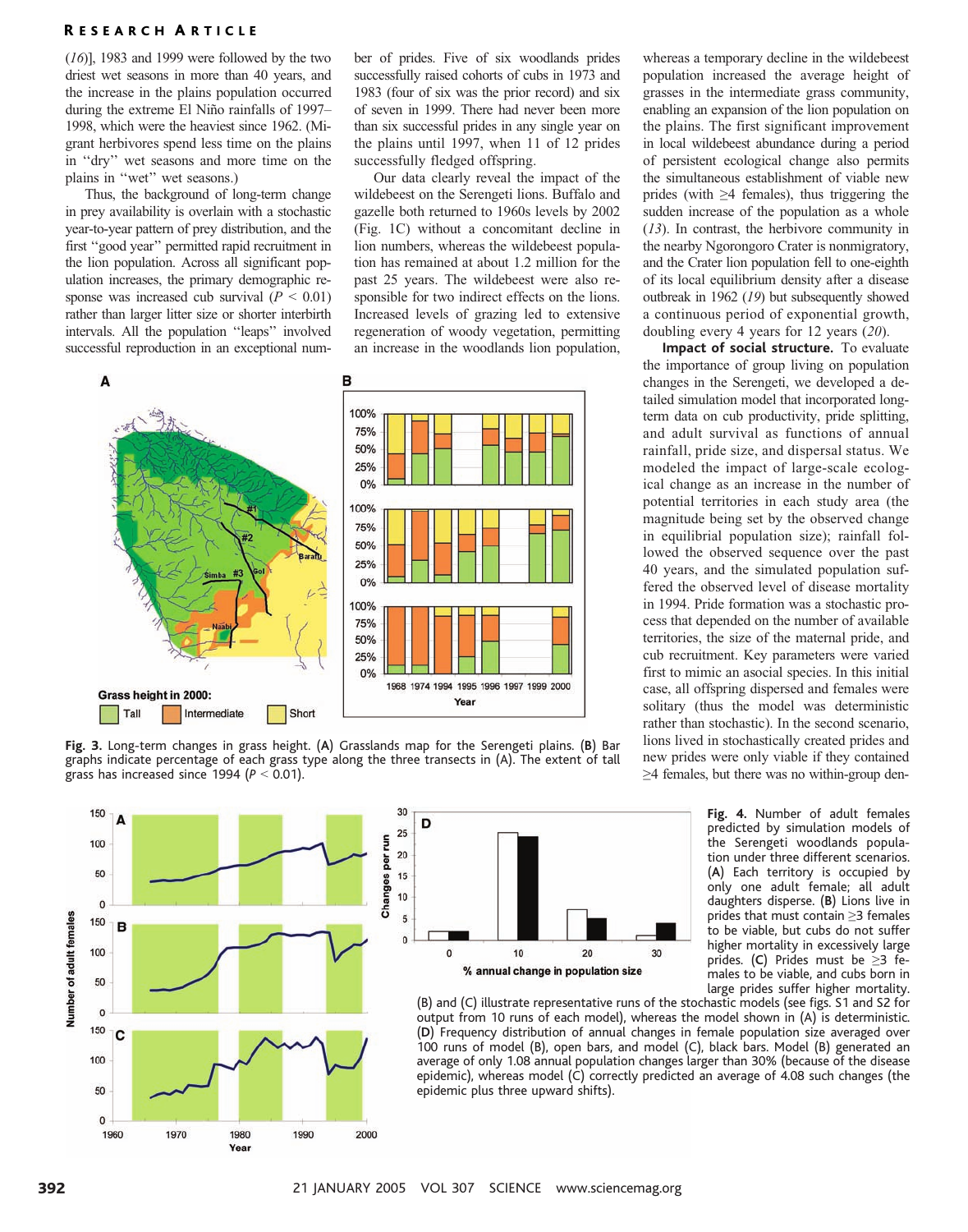(16)], 1983 and 1999 were followed by the two driest wet seasons in more than 40 years, and the increase in the plains population occurred during the extreme El Niño rainfalls of 1997–1998, which were the heaviest since 1962. (Migrant herbivores spend less time on the plains in "dry" wet seasons and more time on the plains in "wet" wet seasons.)

Thus, the background of long-term change in prey availability is overlain with a stochastic year-to-year pattern of prey distribution, and the first "good year" permitted rapid recruitment in the lion population. Across all significant population increases, the primary demographic response was increased cub survival ($P < 0.01$) rather than larger litter size or shorter interbirth intervals. All the population "leaps" involved successful reproduction in an exceptional number of prides. Five of six woodlands prides successfully raised cohorts of cubs in 1973 and 1983 (four of six was the prior record) and six of seven in 1999. There had never been more than six successful prides in any single year on the plains until 1997, when 11 of 12 prides successfully fledged offspring.

Our data clearly reveal the impact of the wildebeest on the Serengeti lions. Buffalo and gazelle both returned to 1960s levels by 2002 (Fig. 1C) without a concomitant decline in lion numbers, whereas the wildebeest population has remained at about 1.2 million for the past 25 years. The wildebeest were also responsible for two indirect effects on the lions. Increased levels of grazing led to extensive regeneration of woody vegetation, permitting an increase in the woodlands lion population, whereas a temporary decline in the wildebeest population increased the average height of grasses in the intermediate grass community, enabling an expansion of the lion population on the plains. The first significant improvement in local wildebeest abundance during a period of persistent ecological change also permits the simultaneous establishment of viable new prides (with ≥4 females), thus triggering the sudden increase of the population as a whole (13). In contrast, the herbivore community in the nearby Ngorongoro Crater is nonmigratory, and the Crater lion population fell to one-eighth of its local equilibrium density after a disease outbreak in 1962 (19) but subsequently showed a continuous period of exponential growth, doubling every 4 years for 12 years (20).

**Impact of social structure.** To evaluate the importance of group living on population changes in the Serengeti, we developed a detailed simulation model that incorporated long-term data on cub productivity, pride splitting, and adult survival as functions of annual rainfall, pride size, and dispersal status. We modeled the impact of large-scale ecological change as an increase in the number of potential territories in each study area (the magnitude being set by the observed change in equilibrial population size); rainfall followed the observed sequence over the past 40 years, and the simulated population suffered the observed level of disease mortality in 1994. Pride formation was a stochastic process that depended on the number of available territories, the size of the maternal pride, and cub recruitment. Key parameters were varied first to mimic an asocial species. In this initial case, all offspring dispersed and females were solitary (thus the model was deterministic rather than stochastic). In the second scenario, lions lived in stochastically created prides and new prides were only viable if they contained ≥4 females, but there was no within-group den-

**Fig. 3.** Long-term changes in grass height. (**A**) Grasslands map for the Serengeti plains. (**B**) Bar graphs indicate percentage of each grass type along the three transects in (A). The extent of tall grass has increased since 1994 ($P < 0.01$).

**Fig. 4.** Number of adult females predicted by simulation models of the Serengeti woodlands population under three different scenarios. (**A**) Each territory is occupied by only one adult female; all adult daughters disperse. (**B**) Lions live in prides that must contain ≥3 females to be viable, but cubs do not suffer higher mortality in excessively large prides. (**C**) Prides must be ≥3 females to be viable, and cubs born in large prides suffer higher mortality. (B) and (C) illustrate representative runs of the stochastic models (see figs. S1 and S2 for output from 10 runs of each model), whereas the model shown in (A) is deterministic. (**D**) Frequency distribution of annual changes in female population size averaged over 100 runs of model (B), open bars, and model (C), black bars. Model (B) generated an average of only 1.08 annual population changes larger than 30% (because of the disease epidemic), whereas model (C) correctly predicted an average of 4.08 such changes (the epidemic plus three upward shifts).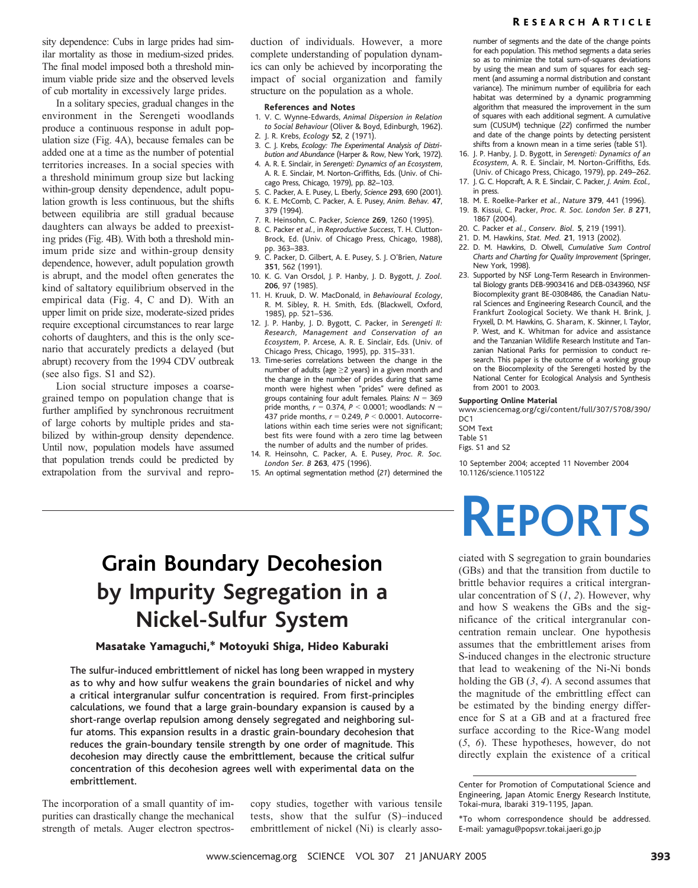sity dependence: Cubs in large prides had similar mortality as those in medium-sized prides. The final model imposed both a threshold minimum viable pride size and the observed levels of cub mortality in excessively large prides.

In a solitary species, gradual changes in the environment in the Serengeti woodlands produce a continuous response in adult population size (Fig. 4A), because females can be added one at a time as the number of potential territories increases. In a social species with a threshold minimum group size but lacking within-group density dependence, adult population growth is less continuous, but the shifts between equilibria are still gradual because daughters can always be added to preexisting prides (Fig. 4B). With both a threshold minimum pride size and within-group density dependence, however, adult population growth is abrupt, and the model often generates the kind of saltatory equilibrium observed in the empirical data (Fig. 4, C and D). With an upper limit on pride size, moderate-sized prides require exceptional circumstances to rear large cohorts of daughters, and this is the only scenario that accurately predicts a delayed (but abrupt) recovery from the 1994 CDV outbreak (see also figs. S1 and S2).

Lion social structure imposes a coarse-grained tempo on population change that is further amplified by synchronous recruitment of large cohorts by multiple prides and stabilized by within-group density dependence. Until now, population models have assumed that population trends could be predicted by extrapolation from the survival and reproduction of individuals. However, a more complete understanding of population dynamics can only be achieved by incorporating the impact of social organization and family structure on the population as a whole.

### References and Notes

1. V. C. Wynne-Edwards, *Animal Dispersion in Relation to Social Behaviour* (Oliver & Boyd, Edinburgh, 1962).
2. J. R. Krebs, *Ecology* **52**, 2 (1971).
3. C. J. Krebs, *Ecology: The Experimental Analysis of Distribution and Abundance* (Harper & Row, New York, 1972).
4. A. R. E. Sinclair, in *Serengeti: Dynamics of an Ecosystem*, A. R. E. Sinclair, M. Norton-Griffiths, Eds. (Univ. of Chicago Press, Chicago, 1979), pp. 82–103.
5. C. Packer, A. E. Pusey, L. Eberly, *Science* **293**, 690 (2001).
6. K. E. McComb, C. Packer, A. E. Pusey, *Anim. Behav.* **47**, 379 (1994).
7. R. Heinsohn, C. Packer, *Science* **269**, 1260 (1995).
8. C. Packer *et al.*, in *Reproductive Success*, T. H. Clutton-Brock, Ed. (Univ. of Chicago Press, Chicago, 1988), pp. 363–383.
9. C. Packer, D. Gilbert, A. E. Pusey, S. J. O'Brien, *Nature* **351**, 562 (1991).
10. K. G. Van Orsdol, J. P. Hanby, J. D. Bygott, *J. Zool.* **206**, 97 (1985).
11. H. Kruuk, D. W. MacDonald, in *Behavioural Ecology*, R. M. Sibley, R. H. Smith, Eds. (Blackwell, Oxford, 1985), pp. 521–536.
12. J. P. Hanby, J. D. Bygott, C. Packer, in *Serengeti II: Research, Management and Conservation of an Ecosystem*, P. Arcese, A. R. E. Sinclair, Eds. (Univ. of Chicago Press, Chicago, 1995), pp. 315–331.
13. Time-series correlations between the change in the number of adults (age ≥2 years) in a given month and the change in the number of prides during that same month were highest when "prides" were defined as groups containing four adult females. Plains: $N = 369$ pride months, $r = 0.374$, $P < 0.0001$; woodlands: $N = 437$ pride months, $r = 0.249$, $P < 0.0001$. Autocorrelations within each time series were not significant; best fits were found with a zero time lag between the number of adults and the number of prides.
14. R. Heinsohn, C. Packer, A. E. Pusey, *Proc. R. Soc. London Ser. B* **263**, 475 (1996).
15. An optimal segmentation method (*21*) determined the number of segments and the date of the change points for each population. This method segments a data series so as to minimize the total sum-of-squares deviations by using the mean and sum of squares for each segment (and assuming a normal distribution and constant variance). The minimum number of equilibria for each habitat was determined by a dynamic programming algorithm that measured the improvement in the sum of squares with each additional segment. A cumulative sum (CUSUM) technique (*22*) confirmed the number and date of the change points by detecting persistent shifts from a known mean in a time series (table S1).
16. J. P. Hanby, J. D. Bygott, in *Serengeti: Dynamics of an Ecosystem*, A. R. E. Sinclair, M. Norton-Griffiths, Eds. (Univ. of Chicago Press, Chicago, 1979), pp. 249–262.
17. J. G. C. Hopcraft, A. R. E. Sinclair, C. Packer, *J. Anim. Ecol.*, in press.
18. M. E. Roelke-Parker *et al.*, *Nature* **379**, 441 (1996).
19. B. Kissui, C. Packer, *Proc. R. Soc. London Ser. B* **271**, 1867 (2004).
20. C. Packer *et al.*, *Conserv. Biol.* **5**, 219 (1991).
21. D. M. Hawkins, *Stat. Med.* **21**, 1913 (2002).
22. D. M. Hawkins, D. Olwell, *Cumulative Sum Control Charts and Charting for Quality Improvement* (Springer, New York, 1998).
23. Supported by NSF Long-Term Research in Environmental Biology grants DEB-9903416 and DEB-0343960, NSF Biocomplexity grant BE-0308486, the Canadian Natural Sciences and Engineering Research Council, and the Frankfurt Zoological Society. We thank H. Brink, J. Fryxell, D. M. Hawkins, G. Sharam, K. Skinner, I. Taylor, P. West, and K. Whitman for advice and assistance and the Tanzanian Wildlife Research Institute and Tanzanian National Parks for permission to conduct research. This paper is the outcome of a working group on the Biocomplexity of the Serengeti hosted by the National Center for Ecological Analysis and Synthesis from 2001 to 2003.

**Supporting Online Material**
www.sciencemag.org/cgi/content/full/307/5708/390/DC1
SOM Text
Table S1
Figs. S1 and S2

10 September 2004; accepted 11 November 2004
10.1126/science.1105122

# REPORTS

## Grain Boundary Decohesion by Impurity Segregation in a Nickel-Sulfur System

**Masatake Yamaguchi,\* Motoyuki Shiga, Hideo Kaburaki**

**The sulfur-induced embrittlement of nickel has long been wrapped in mystery as to why and how sulfur weakens the grain boundaries of nickel and why a critical intergranular sulfur concentration is required. From first-principles calculations, we found that a large grain-boundary expansion is caused by a short-range overlap repulsion among densely segregated and neighboring sulfur atoms. This expansion results in a drastic grain-boundary decohesion that reduces the grain-boundary tensile strength by one order of magnitude. This decohesion may directly cause the embrittlement, because the critical sulfur concentration of this decohesion agrees well with experimental data on the embrittlement.**

The incorporation of a small quantity of impurities can drastically change the mechanical strength of metals. Auger electron spectroscopy studies, together with various tensile tests, show that the sulfur (S)–induced embrittlement of nickel (Ni) is clearly associated with S segregation to grain boundaries (GBs) and that the transition from ductile to brittle behavior requires a critical intergranular concentration of S (*1*, *2*). However, why and how S weakens the GBs and the significance of the critical intergranular concentration remain unclear. One hypothesis assumes that the embrittlement arises from S-induced changes in the electronic structure that lead to weakening of the Ni-Ni bonds holding the GB (*3*, *4*). A second assumes that the magnitude of the embrittling effect can be estimated by the binding energy difference for S at a GB and at a fractured free surface according to the Rice-Wang model (*5*, *6*). These hypotheses, however, do not directly explain the existence of a critical

Center for Promotion of Computational Science and Engineering, Japan Atomic Energy Research Institute, Tokai-mura, Ibaraki 319-1195, Japan.

\*To whom correspondence should be addressed. E-mail: yamagu@popsvr.tokai.jaeri.go.jp